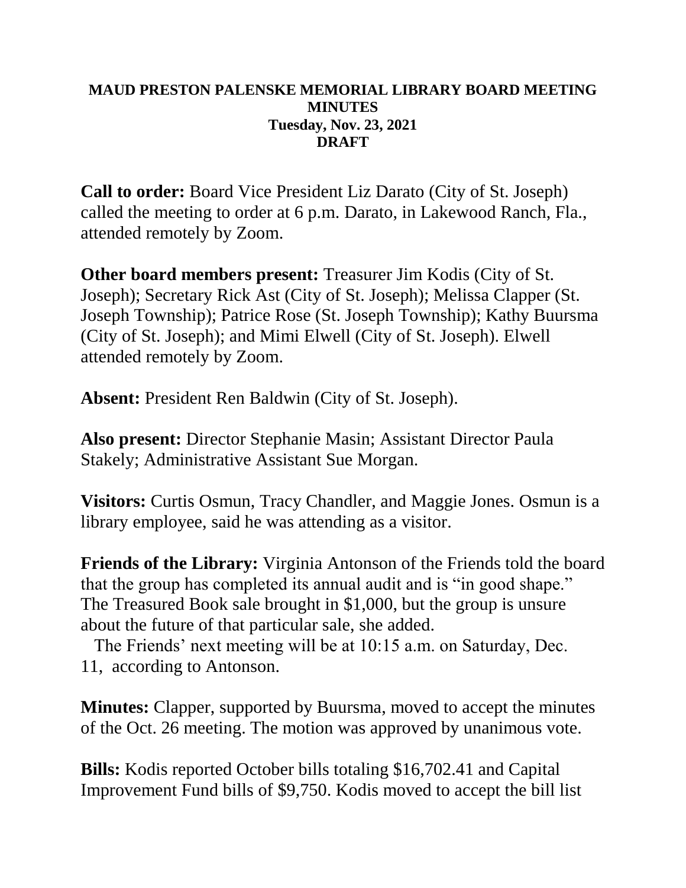**MAUD PRESTON PALENSKE MEMORIAL LIBRARY BOARD MEETING MINUTES**
**Tuesday, Nov. 23, 2021**
**DRAFT**

**Call to order:** Board Vice President Liz Darato (City of St. Joseph) called the meeting to order at 6 p.m. Darato, in Lakewood Ranch, Fla., attended remotely by Zoom.

**Other board members present:** Treasurer Jim Kodis (City of St. Joseph); Secretary Rick Ast (City of St. Joseph); Melissa Clapper (St. Joseph Township); Patrice Rose (St. Joseph Township); Kathy Buursma (City of St. Joseph); and Mimi Elwell (City of St. Joseph). Elwell attended remotely by Zoom.

**Absent:** President Ren Baldwin (City of St. Joseph).

**Also present:** Director Stephanie Masin; Assistant Director Paula Stakely; Administrative Assistant Sue Morgan.

**Visitors:** Curtis Osmun, Tracy Chandler, and Maggie Jones. Osmun is a library employee, said he was attending as a visitor.

**Friends of the Library:** Virginia Antonson of the Friends told the board that the group has completed its annual audit and is "in good shape." The Treasured Book sale brought in $1,000, but the group is unsure about the future of that particular sale, she added.

The Friends' next meeting will be at 10:15 a.m. on Saturday, Dec. 11, according to Antonson.

**Minutes:** Clapper, supported by Buursma, moved to accept the minutes of the Oct. 26 meeting. The motion was approved by unanimous vote.

**Bills:** Kodis reported October bills totaling $16,702.41 and Capital Improvement Fund bills of $9,750. Kodis moved to accept the bill list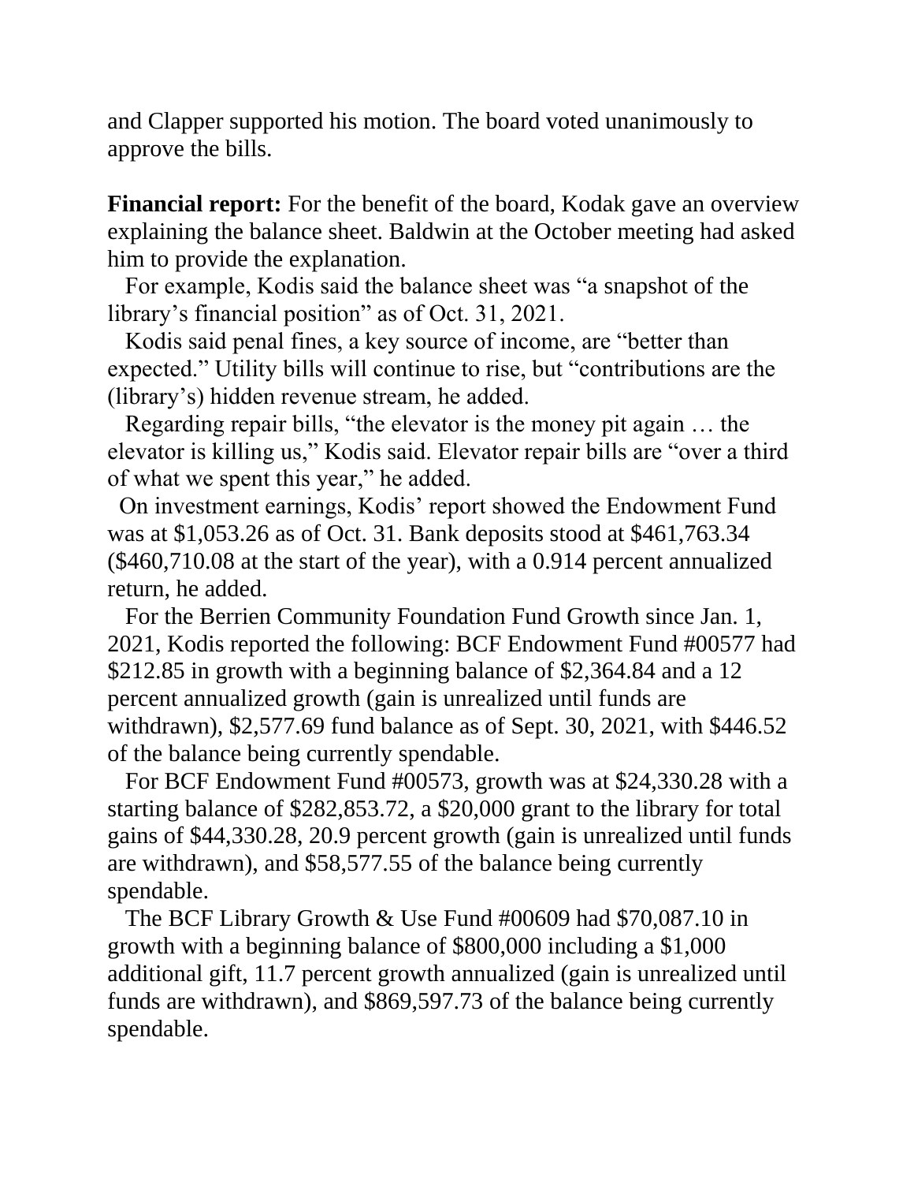and Clapper supported his motion. The board voted unanimously to approve the bills.

**Financial report:** For the benefit of the board, Kodak gave an overview explaining the balance sheet. Baldwin at the October meeting had asked him to provide the explanation.

For example, Kodis said the balance sheet was “a snapshot of the library’s financial position” as of Oct. 31, 2021.

Kodis said penal fines, a key source of income, are “better than expected.” Utility bills will continue to rise, but “contributions are the (library’s) hidden revenue stream, he added.

Regarding repair bills, “the elevator is the money pit again … the elevator is killing us,” Kodis said. Elevator repair bills are “over a third of what we spent this year,” he added.

On investment earnings, Kodis’ report showed the Endowment Fund was at $1,053.26 as of Oct. 31. Bank deposits stood at $461,763.34 ($460,710.08 at the start of the year), with a 0.914 percent annualized return, he added.

For the Berrien Community Foundation Fund Growth since Jan. 1, 2021, Kodis reported the following: BCF Endowment Fund #00577 had $212.85 in growth with a beginning balance of $2,364.84 and a 12 percent annualized growth (gain is unrealized until funds are withdrawn), $2,577.69 fund balance as of Sept. 30, 2021, with $446.52 of the balance being currently spendable.

For BCF Endowment Fund #00573, growth was at $24,330.28 with a starting balance of $282,853.72, a $20,000 grant to the library for total gains of $44,330.28, 20.9 percent growth (gain is unrealized until funds are withdrawn), and $58,577.55 of the balance being currently spendable.

The BCF Library Growth & Use Fund #00609 had $70,087.10 in growth with a beginning balance of $800,000 including a $1,000 additional gift, 11.7 percent growth annualized (gain is unrealized until funds are withdrawn), and $869,597.73 of the balance being currently spendable.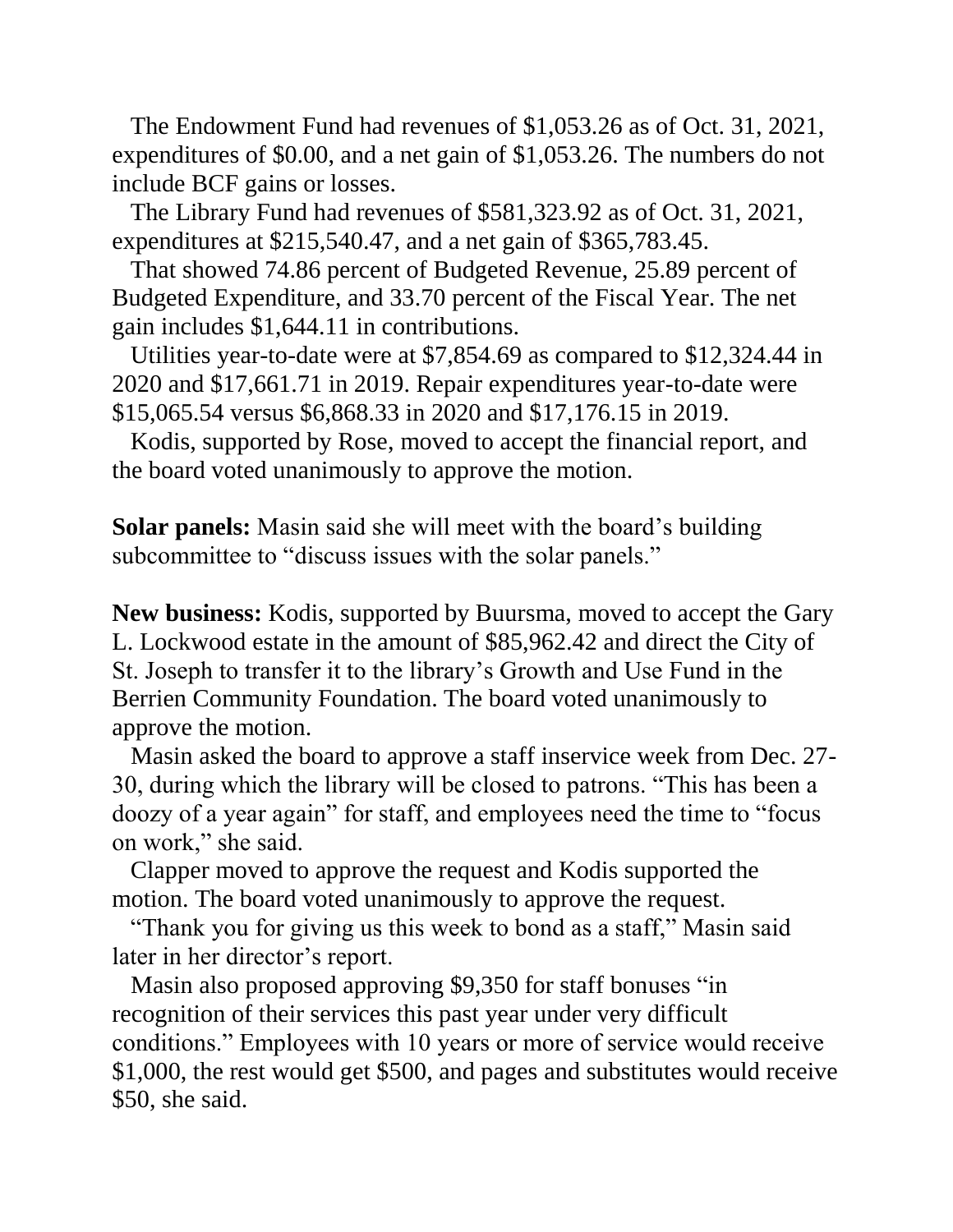The Endowment Fund had revenues of $1,053.26 as of Oct. 31, 2021, expenditures of $0.00, and a net gain of $1,053.26. The numbers do not include BCF gains or losses.

The Library Fund had revenues of $581,323.92 as of Oct. 31, 2021, expenditures at $215,540.47, and a net gain of $365,783.45.

That showed 74.86 percent of Budgeted Revenue, 25.89 percent of Budgeted Expenditure, and 33.70 percent of the Fiscal Year. The net gain includes $1,644.11 in contributions.

Utilities year-to-date were at $7,854.69 as compared to $12,324.44 in 2020 and $17,661.71 in 2019. Repair expenditures year-to-date were $15,065.54 versus $6,868.33 in 2020 and $17,176.15 in 2019.

Kodis, supported by Rose, moved to accept the financial report, and the board voted unanimously to approve the motion.

**Solar panels:** Masin said she will meet with the board's building subcommittee to "discuss issues with the solar panels."

**New business:** Kodis, supported by Buursma, moved to accept the Gary L. Lockwood estate in the amount of $85,962.42 and direct the City of St. Joseph to transfer it to the library's Growth and Use Fund in the Berrien Community Foundation. The board voted unanimously to approve the motion.

Masin asked the board to approve a staff inservice week from Dec. 27-30, during which the library will be closed to patrons. "This has been a doozy of a year again" for staff, and employees need the time to "focus on work," she said.

Clapper moved to approve the request and Kodis supported the motion. The board voted unanimously to approve the request.

"Thank you for giving us this week to bond as a staff," Masin said later in her director's report.

Masin also proposed approving $9,350 for staff bonuses "in recognition of their services this past year under very difficult conditions." Employees with 10 years or more of service would receive $1,000, the rest would get $500, and pages and substitutes would receive $50, she said.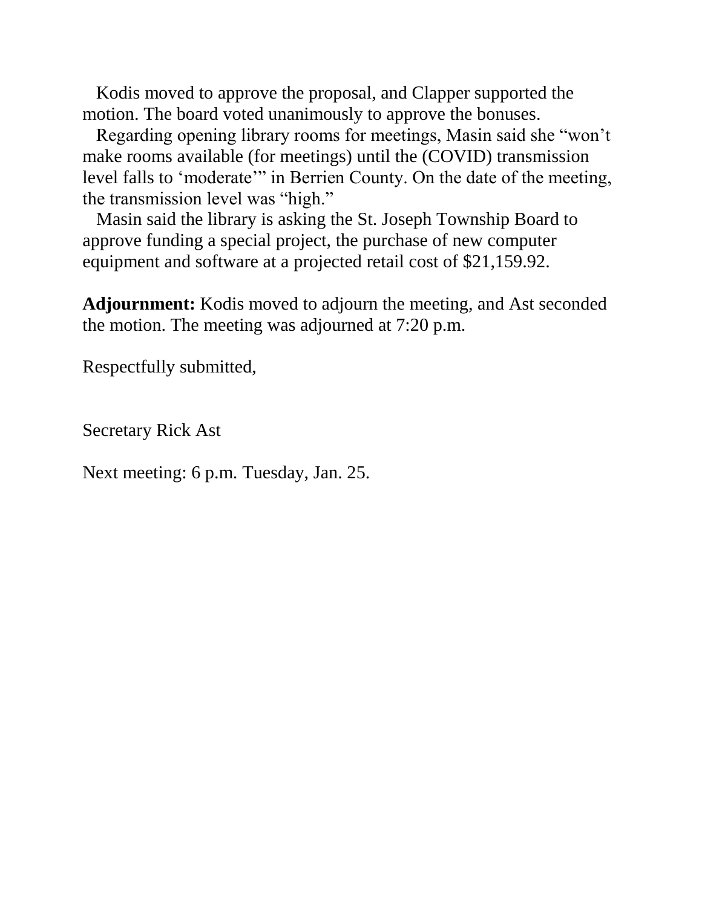Kodis moved to approve the proposal, and Clapper supported the motion. The board voted unanimously to approve the bonuses.

Regarding opening library rooms for meetings, Masin said she “won’t make rooms available (for meetings) until the (COVID) transmission level falls to ‘moderate’” in Berrien County. On the date of the meeting, the transmission level was “high.”

Masin said the library is asking the St. Joseph Township Board to approve funding a special project, the purchase of new computer equipment and software at a projected retail cost of $21,159.92.

**Adjournment:** Kodis moved to adjourn the meeting, and Ast seconded the motion. The meeting was adjourned at 7:20 p.m.

Respectfully submitted,

Secretary Rick Ast

Next meeting: 6 p.m. Tuesday, Jan. 25.